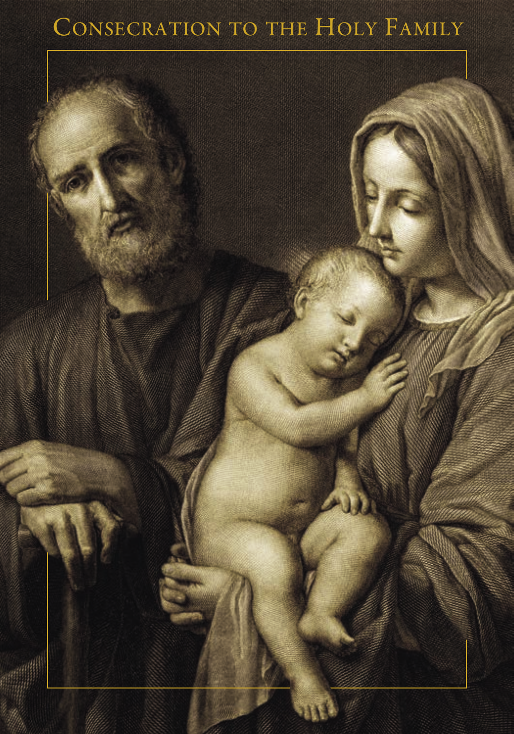# Consecration to the Holy Family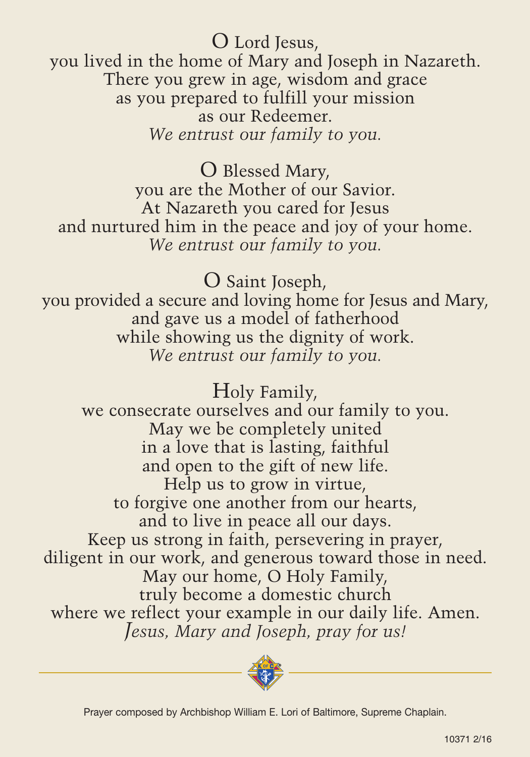O Lord Jesus,
you lived in the home of Mary and Joseph in Nazareth.
There you grew in age, wisdom and grace
as you prepared to fulfill your mission
as our Redeemer.
*We entrust our family to you.*

O Blessed Mary,
you are the Mother of our Savior.
At Nazareth you cared for Jesus
and nurtured him in the peace and joy of your home.
*We entrust our family to you.*

O Saint Joseph,
you provided a secure and loving home for Jesus and Mary,
and gave us a model of fatherhood
while showing us the dignity of work.
*We entrust our family to you.*

Holy Family,
we consecrate ourselves and our family to you.
May we be completely united
in a love that is lasting, faithful
and open to the gift of new life.
Help us to grow in virtue,
to forgive one another from our hearts,
and to live in peace all our days.
Keep us strong in faith, persevering in prayer,
diligent in our work, and generous toward those in need.
May our home, O Holy Family,
truly become a domestic church
where we reflect your example in our daily life. Amen.
*Jesus, Mary and Joseph, pray for us!*

---

Prayer composed by Archbishop William E. Lori of Baltimore, Supreme Chaplain.

10371 2/16